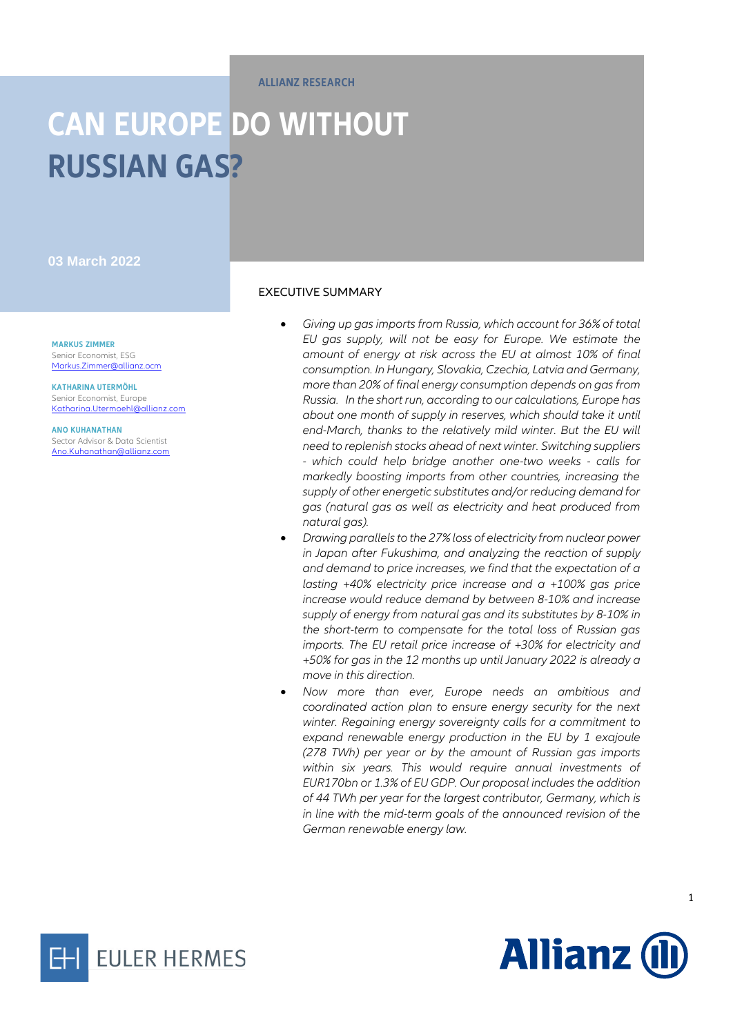ALLIANZ RESEARCH

# CAN EUROPE DO WITHOUT RUSSIAN GAS?

03 March 2022

**MARKUS ZIMMER**
Senior Economist, ESG
Markus.Zimmer@allianz.ocm

**KATHARINA UTERMÖHL**
Senior Economist, Europe
Katharina.Utermoehl@allianz.com

**ANO KUHANATHAN**
Sector Advisor & Data Scientist
Ano.Kuhanathan@allianz.com

## EXECUTIVE SUMMARY

- *Giving up gas imports from Russia, which account for 36% of total EU gas supply, will not be easy for Europe. We estimate the amount of energy at risk across the EU at almost 10% of final consumption. In Hungary, Slovakia, Czechia, Latvia and Germany, more than 20% of final energy consumption depends on gas from Russia. In the short run, according to our calculations, Europe has about one month of supply in reserves, which should take it until end-March, thanks to the relatively mild winter. But the EU will need to replenish stocks ahead of next winter. Switching suppliers - which could help bridge another one-two weeks - calls for markedly boosting imports from other countries, increasing the supply of other energetic substitutes and/or reducing demand for gas (natural gas as well as electricity and heat produced from natural gas).*
- *Drawing parallels to the 27% loss of electricity from nuclear power in Japan after Fukushima, and analyzing the reaction of supply and demand to price increases, we find that the expectation of a lasting +40% electricity price increase and a +100% gas price increase would reduce demand by between 8-10% and increase supply of energy from natural gas and its substitutes by 8-10% in the short-term to compensate for the total loss of Russian gas imports. The EU retail price increase of +30% for electricity and +50% for gas in the 12 months up until January 2022 is already a move in this direction.*
- *Now more than ever, Europe needs an ambitious and coordinated action plan to ensure energy security for the next winter. Regaining energy sovereignty calls for a commitment to expand renewable energy production in the EU by 1 exajoule (278 TWh) per year or by the amount of Russian gas imports within six years. This would require annual investments of EUR170bn or 1.3% of EU GDP. Our proposal includes the addition of 44 TWh per year for the largest contributor, Germany, which is in line with the mid-term goals of the announced revision of the German renewable energy law.*

EULER HERMES

Allianz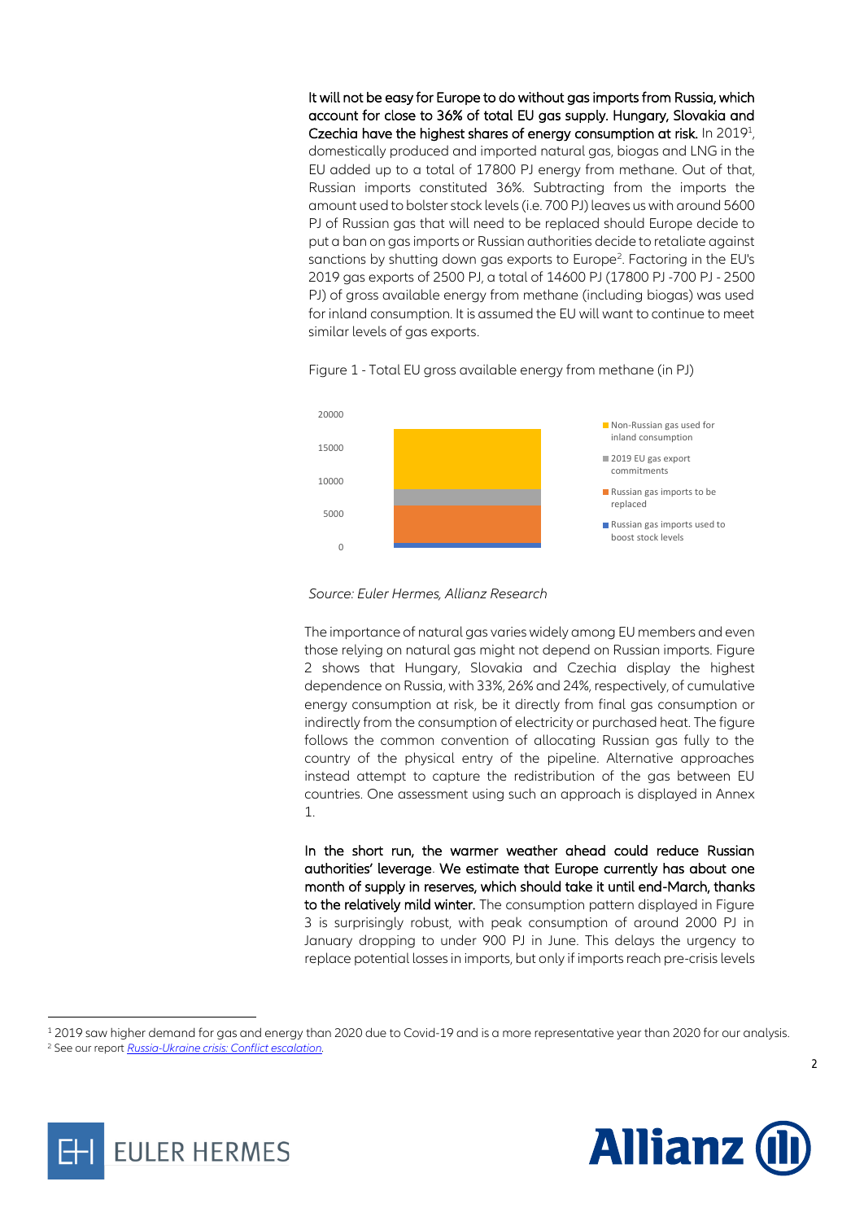**It will not be easy for Europe to do without gas imports from Russia, which account for close to 36% of total EU gas supply. Hungary, Slovakia and Czechia have the highest shares of energy consumption at risk.** In 2019[1], domestically produced and imported natural gas, biogas and LNG in the EU added up to a total of 17800 PJ energy from methane. Out of that, Russian imports constituted 36%. Subtracting from the imports the amount used to bolster stock levels (i.e. 700 PJ) leaves us with around 5600 PJ of Russian gas that will need to be replaced should Europe decide to put a ban on gas imports or Russian authorities decide to retaliate against sanctions by shutting down gas exports to Europe[2]. Factoring in the EU's 2019 gas exports of 2500 PJ, a total of 14600 PJ (17800 PJ -700 PJ - 2500 PJ) of gross available energy from methane (including biogas) was used for inland consumption. It is assumed the EU will want to continue to meet similar levels of gas exports.

Figure 1 - Total EU gross available energy from methane (in PJ)

*Source: Euler Hermes, Allianz Research*

The importance of natural gas varies widely among EU members and even those relying on natural gas might not depend on Russian imports. Figure 2 shows that Hungary, Slovakia and Czechia display the highest dependence on Russia, with 33%, 26% and 24%, respectively, of cumulative energy consumption at risk, be it directly from final gas consumption or indirectly from the consumption of electricity or purchased heat. The figure follows the common convention of allocating Russian gas fully to the country of the physical entry of the pipeline. Alternative approaches instead attempt to capture the redistribution of the gas between EU countries. One assessment using such an approach is displayed in Annex 1.

**In the short run, the warmer weather ahead could reduce Russian authorities' leverage. We estimate that Europe currently has about one month of supply in reserves, which should take it until end-March, thanks to the relatively mild winter.** The consumption pattern displayed in Figure 3 is surprisingly robust, with peak consumption of around 2000 PJ in January dropping to under 900 PJ in June. This delays the urgency to replace potential losses in imports, but only if imports reach pre-crisis levels

[1] 2019 saw higher demand for gas and energy than 2020 due to Covid-19 and is a more representative year than 2020 for our analysis.

[2] See our report *Russia-Ukraine crisis: Conflict escalation*.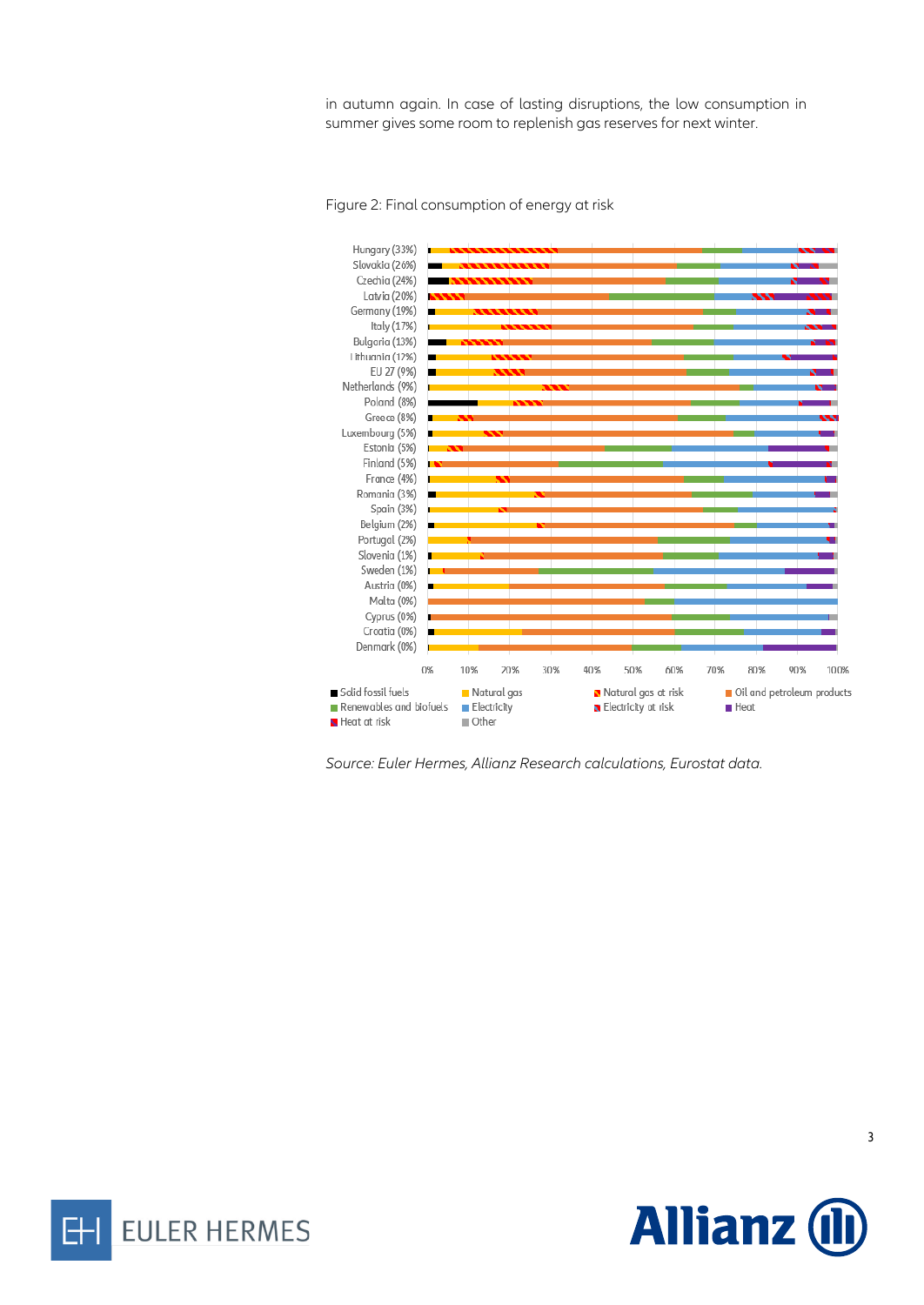in autumn again. In case of lasting disruptions, the low consumption in summer gives some room to replenish gas reserves for next winter.

Figure 2: Final consumption of energy at risk

Source: Euler Hermes, Allianz Research calculations, Eurostat data.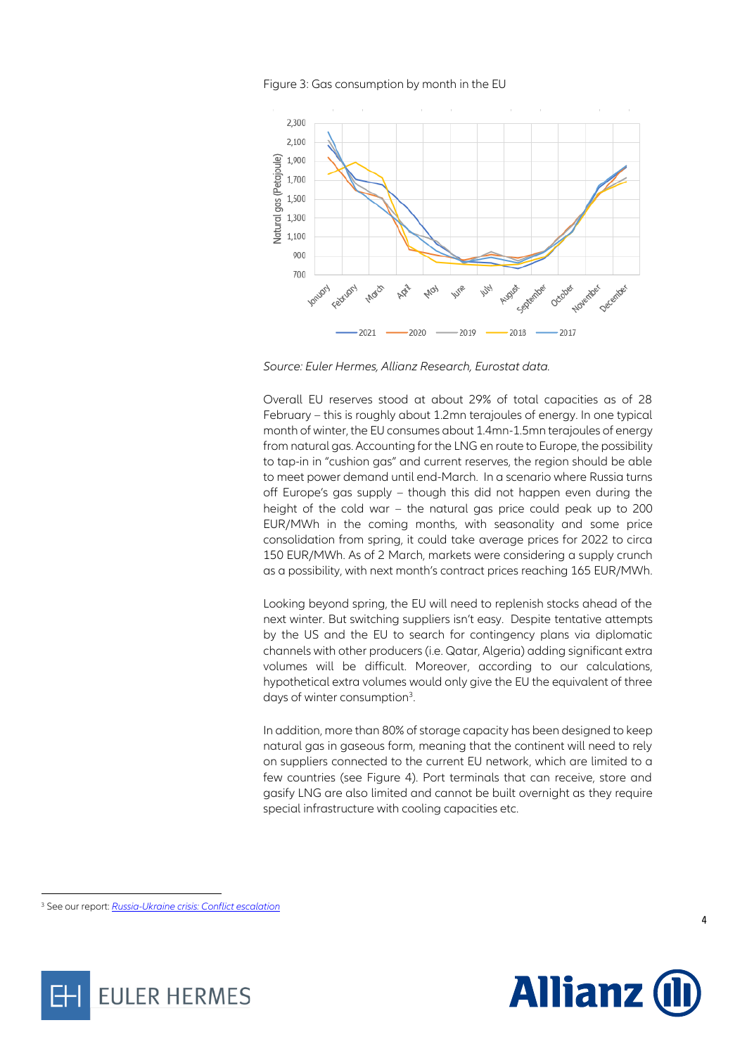Figure 3: Gas consumption by month in the EU

*Source: Euler Hermes, Allianz Research, Eurostat data.*

Overall EU reserves stood at about 29% of total capacities as of 28 February – this is roughly about 1.2mn terajoules of energy. In one typical month of winter, the EU consumes about 1.4mn-1.5mn terajoules of energy from natural gas. Accounting for the LNG en route to Europe, the possibility to tap-in in "cushion gas" and current reserves, the region should be able to meet power demand until end-March. In a scenario where Russia turns off Europe's gas supply – though this did not happen even during the height of the cold war – the natural gas price could peak up to 200 EUR/MWh in the coming months, with seasonality and some price consolidation from spring, it could take average prices for 2022 to circa 150 EUR/MWh. As of 2 March, markets were considering a supply crunch as a possibility, with next month's contract prices reaching 165 EUR/MWh.

Looking beyond spring, the EU will need to replenish stocks ahead of the next winter. But switching suppliers isn't easy. Despite tentative attempts by the US and the EU to search for contingency plans via diplomatic channels with other producers (i.e. Qatar, Algeria) adding significant extra volumes will be difficult. Moreover, according to our calculations, hypothetical extra volumes would only give the EU the equivalent of three days of winter consumption[3].

In addition, more than 80% of storage capacity has been designed to keep natural gas in gaseous form, meaning that the continent will need to rely on suppliers connected to the current EU network, which are limited to a few countries (see Figure 4). Port terminals that can receive, store and gasify LNG are also limited and cannot be built overnight as they require special infrastructure with cooling capacities etc.

[3] See our report: Russia-Ukraine crisis: Conflict escalation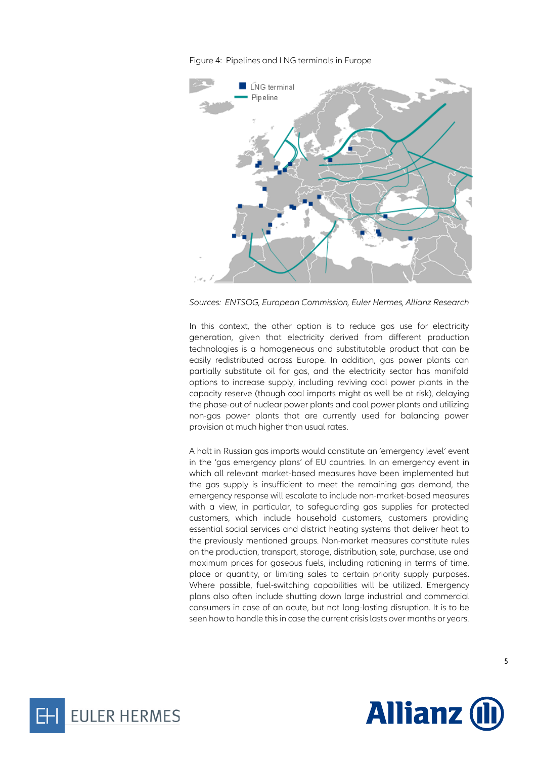Figure 4: Pipelines and LNG terminals in Europe

*Sources: ENTSOG, European Commission, Euler Hermes, Allianz Research*

In this context, the other option is to reduce gas use for electricity generation, given that electricity derived from different production technologies is a homogeneous and substitutable product that can be easily redistributed across Europe. In addition, gas power plants can partially substitute oil for gas, and the electricity sector has manifold options to increase supply, including reviving coal power plants in the capacity reserve (though coal imports might as well be at risk), delaying the phase-out of nuclear power plants and coal power plants and utilizing non-gas power plants that are currently used for balancing power provision at much higher than usual rates.

A halt in Russian gas imports would constitute an 'emergency level' event in the 'gas emergency plans' of EU countries. In an emergency event in which all relevant market-based measures have been implemented but the gas supply is insufficient to meet the remaining gas demand, the emergency response will escalate to include non-market-based measures with a view, in particular, to safeguarding gas supplies for protected customers, which include household customers, customers providing essential social services and district heating systems that deliver heat to the previously mentioned groups. Non-market measures constitute rules on the production, transport, storage, distribution, sale, purchase, use and maximum prices for gaseous fuels, including rationing in terms of time, place or quantity, or limiting sales to certain priority supply purposes. Where possible, fuel-switching capabilities will be utilized. Emergency plans also often include shutting down large industrial and commercial consumers in case of an acute, but not long-lasting disruption. It is to be seen how to handle this in case the current crisis lasts over months or years.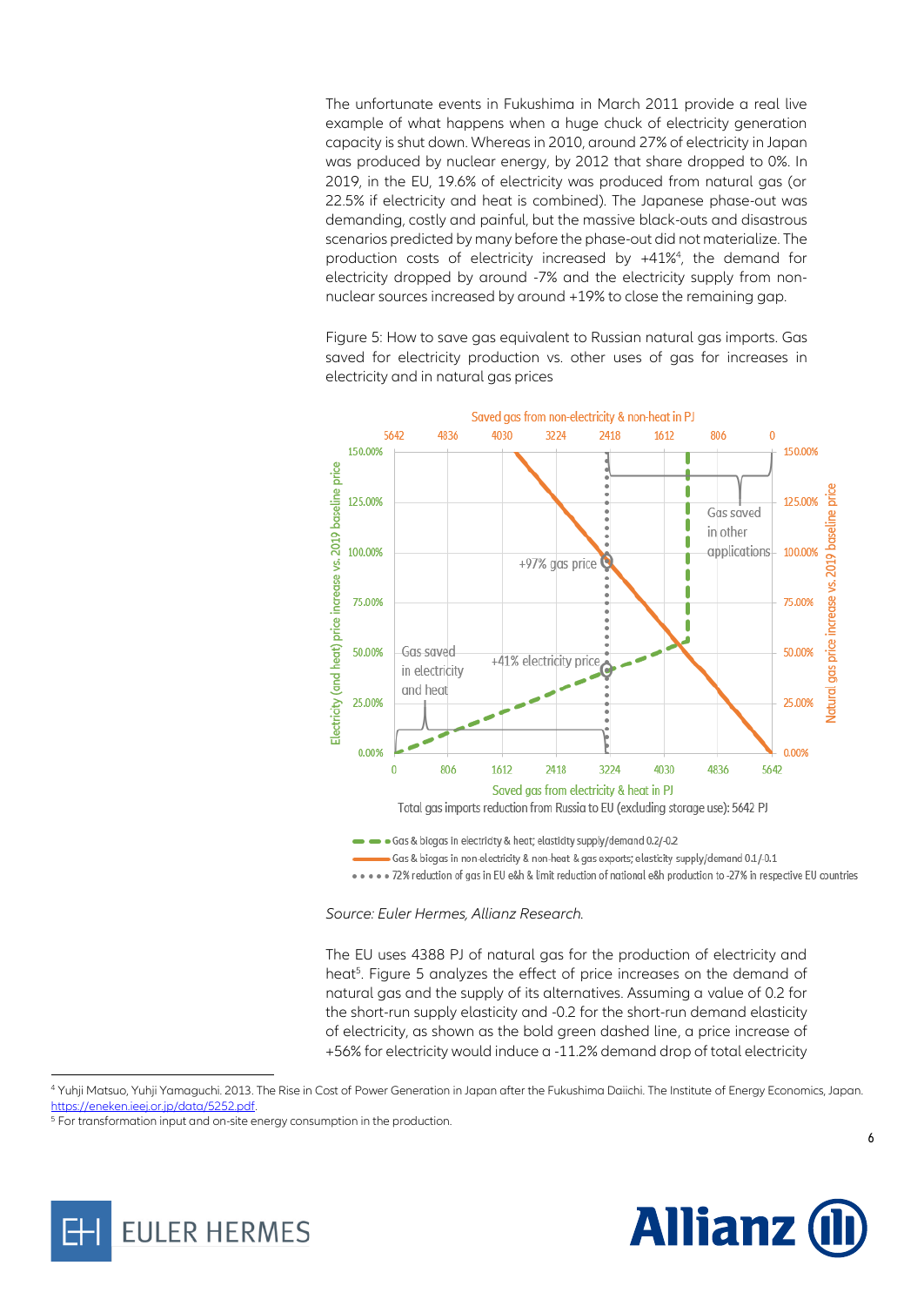The unfortunate events in Fukushima in March 2011 provide a real live example of what happens when a huge chuck of electricity generation capacity is shut down. Whereas in 2010, around 27% of electricity in Japan was produced by nuclear energy, by 2012 that share dropped to 0%. In 2019, in the EU, 19.6% of electricity was produced from natural gas (or 22.5% if electricity and heat is combined). The Japanese phase-out was demanding, costly and painful, but the massive black-outs and disastrous scenarios predicted by many before the phase-out did not materialize. The production costs of electricity increased by +41%[4], the demand for electricity dropped by around -7% and the electricity supply from non-nuclear sources increased by around +19% to close the remaining gap.

Figure 5: How to save gas equivalent to Russian natural gas imports. Gas saved for electricity production vs. other uses of gas for increases in electricity and in natural gas prices

Source: Euler Hermes, Allianz Research.

The EU uses 4388 PJ of natural gas for the production of electricity and heat[5]. Figure 5 analyzes the effect of price increases on the demand of natural gas and the supply of its alternatives. Assuming a value of 0.2 for the short-run supply elasticity and -0.2 for the short-run demand elasticity of electricity, as shown as the bold green dashed line, a price increase of +56% for electricity would induce a -11.2% demand drop of total electricity

[4] Yuhji Matsuo, Yuhji Yamaguchi. 2013. The Rise in Cost of Power Generation in Japan after the Fukushima Daiichi. The Institute of Energy Economics, Japan. https://eneken.ieej.or.jp/data/5252.pdf.

[5] For transformation input and on-site energy consumption in the production.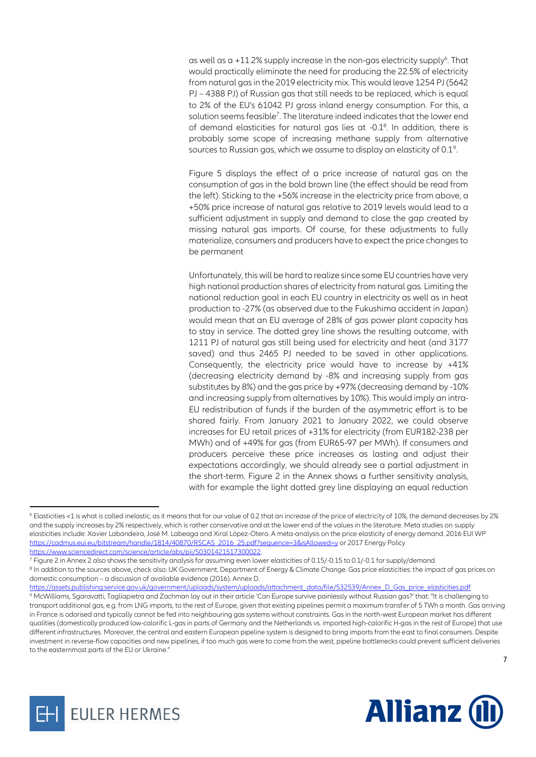as well as a +11.2% supply increase in the non-gas electricity supply[6]. That would practically eliminate the need for producing the 22.5% of electricity from natural gas in the 2019 electricity mix. This would leave 1254 PJ (5642 PJ – 4388 PJ) of Russian gas that still needs to be replaced, which is equal to 2% of the EU's 61042 PJ gross inland energy consumption. For this, a solution seems feasible[7]. The literature indeed indicates that the lower end of demand elasticities for natural gas lies at -0.1[8]. In addition, there is probably some scope of increasing methane supply from alternative sources to Russian gas, which we assume to display an elasticity of 0.1[9].

Figure 5 displays the effect of a price increase of natural gas on the consumption of gas in the bold brown line (the effect should be read from the left). Sticking to the +56% increase in the electricity price from above, a +50% price increase of natural gas relative to 2019 levels would lead to a sufficient adjustment in supply and demand to close the gap created by missing natural gas imports. Of course, for these adjustments to fully materialize, consumers and producers have to expect the price changes to be permanent

Unfortunately, this will be hard to realize since some EU countries have very high national production shares of electricity from natural gas. Limiting the national reduction goal in each EU country in electricity as well as in heat production to -27% (as observed due to the Fukushima accident in Japan) would mean that an EU average of 28% of gas power plant capacity has to stay in service. The dotted grey line shows the resulting outcome, with 1211 PJ of natural gas still being used for electricity and heat (and 3177 saved) and thus 2465 PJ needed to be saved in other applications. Consequently, the electricity price would have to increase by +41% (decreasing electricity demand by -8% and increasing supply from gas substitutes by 8%) and the gas price by +97% (decreasing demand by -10% and increasing supply from alternatives by 10%). This would imply an intra-EU redistribution of funds if the burden of the asymmetric effort is to be shared fairly. From January 2021 to January 2022, we could observe increases for EU retail prices of +31% for electricity (from EUR182-238 per MWh) and of +49% for gas (from EUR65-97 per MWh). If consumers and producers perceive these price increases as lasting and adjust their expectations accordingly, we should already see a partial adjustment in the short-term. Figure 2 in the Annex shows a further sensitivity analysis, with for example the light dotted grey line displaying an equal reduction

---

[6] Elasticities <1 is what is called inelastic, as it means that for our value of 0.2 that an increase of the price of electricity of 10%, the demand decreases by 2% and the supply increases by 2% respectively, which is rather conservative and at the lower end of the values in the literature. Meta studies on supply elasticities include: Xavier Labandeira, José M. Labeaga and Xiral López-Otero. A meta-analysis on the price elasticity of energy demand. 2016 EUI WP https://cadmus.eui.eu/bitstream/handle/1814/40870/RSCAS_2016_25.pdf?sequence=3&isAllowed=y or 2017 Energy Policy https://www.sciencedirect.com/science/article/abs/pii/S0301421517300022.

[7] Figure 2 in Annex 2 also shows the sensitivity analysis for assuming even lower elasticities of 0.15/-0.15 to 0.1/-0.1 for supply/demand.

[8] In addition to the sources above, check also: UK Government, Department of Energy & Climate Change. Gas price elasticities: the impact of gas prices on domestic consumption – a discussion of available evidence (2016). Annex D. https://assets.publishing.service.gov.uk/government/uploads/system/uploads/attachment_data/file/532539/Annex_D_Gas_price_elasticities.pdf

[9] McWilliams, Sgaravatti, Tagliapietra and Zachman lay out in their article 'Can Europe survive painlessly without Russian gas?' that: "It is challenging to transport additional gas, e.g. from LNG imports, to the rest of Europe, given that existing pipelines permit a maximum transfer of 5 TWh a month. Gas arriving in France is odorised and typically cannot be fed into neighbouring gas systems without constraints. Gas in the north-west European market has different qualities (domestically produced low-calorific L-gas in parts of Germany and the Netherlands vs. imported high-calorific H-gas in the rest of Europe) that use different infrastructures. Moreover, the central and eastern European pipeline system is designed to bring imports from the east to final consumers. Despite investment in reverse-flow capacities and new pipelines, if too much gas were to come from the west, pipeline bottlenecks could prevent sufficient deliveries to the easternmost parts of the EU or Ukraine."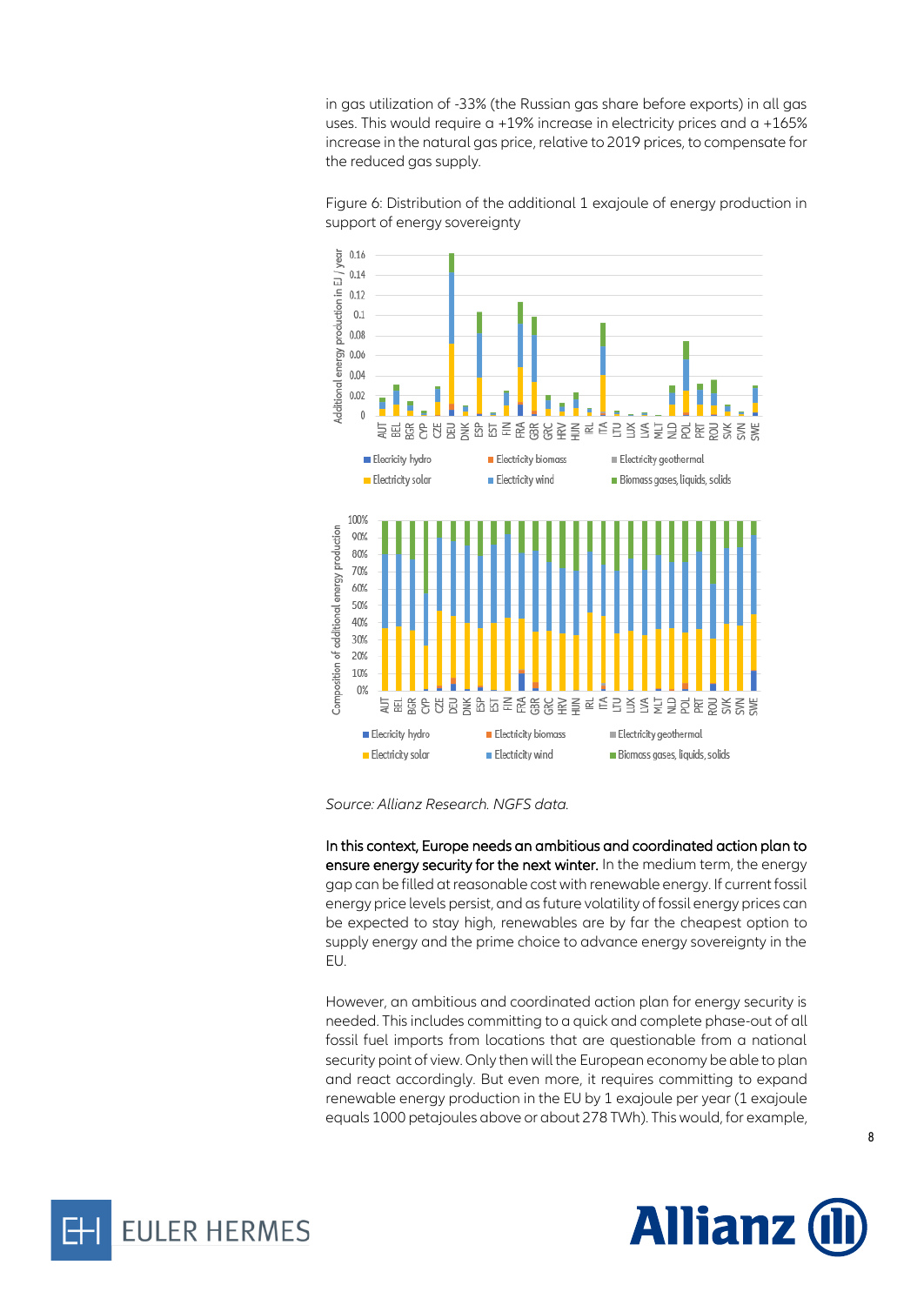in gas utilization of -33% (the Russian gas share before exports) in all gas uses. This would require a +19% increase in electricity prices and a +165% increase in the natural gas price, relative to 2019 prices, to compensate for the reduced gas supply.

Figure 6: Distribution of the additional 1 exajoule of energy production in support of energy sovereignty

*Source: Allianz Research. NGFS data.*

**In this context, Europe needs an ambitious and coordinated action plan to ensure energy security for the next winter.** In the medium term, the energy gap can be filled at reasonable cost with renewable energy. If current fossil energy price levels persist, and as future volatility of fossil energy prices can be expected to stay high, renewables are by far the cheapest option to supply energy and the prime choice to advance energy sovereignty in the EU.

However, an ambitious and coordinated action plan for energy security is needed. This includes committing to a quick and complete phase-out of all fossil fuel imports from locations that are questionable from a national security point of view. Only then will the European economy be able to plan and react accordingly. But even more, it requires committing to expand renewable energy production in the EU by 1 exajoule per year (1 exajoule equals 1000 petajoules above or about 278 TWh). This would, for example,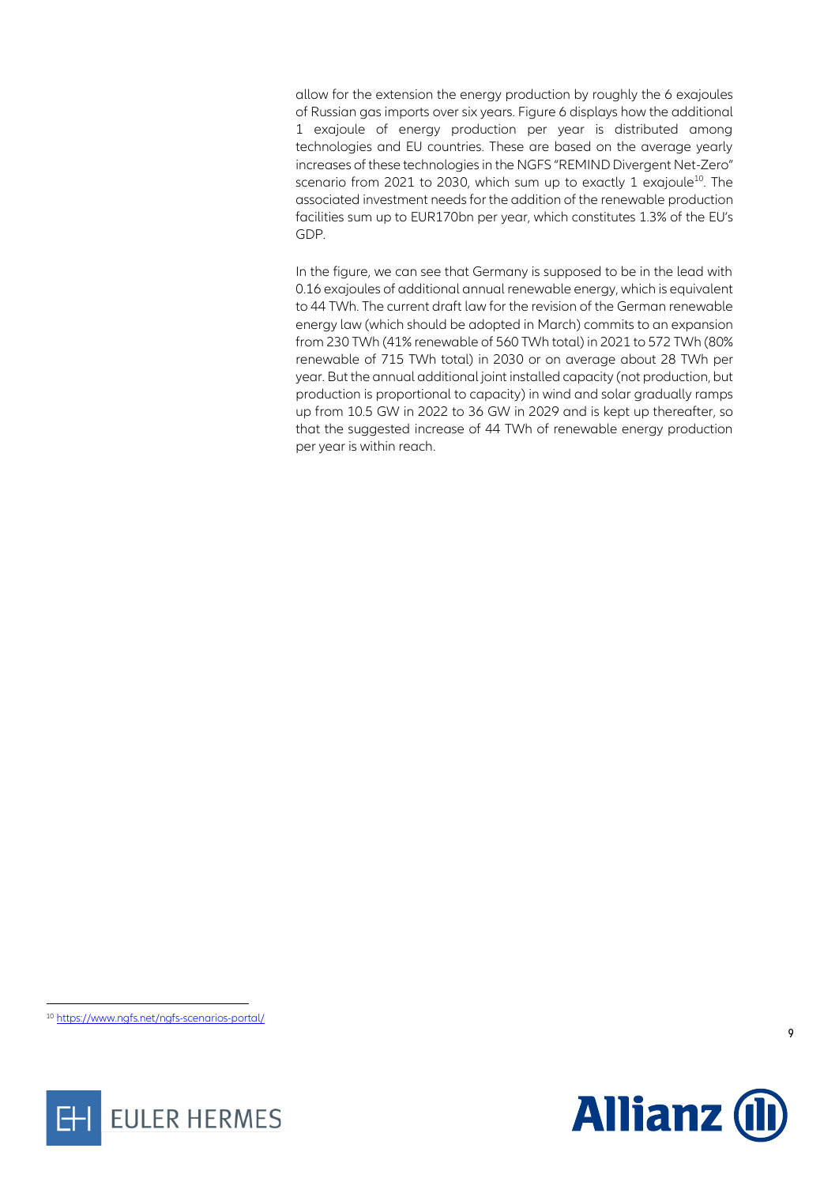allow for the extension the energy production by roughly the 6 exajoules of Russian gas imports over six years. Figure 6 displays how the additional 1 exajoule of energy production per year is distributed among technologies and EU countries. These are based on the average yearly increases of these technologies in the NGFS "REMIND Divergent Net-Zero" scenario from 2021 to 2030, which sum up to exactly 1 exajoule[10]. The associated investment needs for the addition of the renewable production facilities sum up to EUR170bn per year, which constitutes 1.3% of the EU's GDP.

In the figure, we can see that Germany is supposed to be in the lead with 0.16 exajoules of additional annual renewable energy, which is equivalent to 44 TWh. The current draft law for the revision of the German renewable energy law (which should be adopted in March) commits to an expansion from 230 TWh (41% renewable of 560 TWh total) in 2021 to 572 TWh (80% renewable of 715 TWh total) in 2030 or on average about 28 TWh per year. But the annual additional joint installed capacity (not production, but production is proportional to capacity) in wind and solar gradually ramps up from 10.5 GW in 2022 to 36 GW in 2029 and is kept up thereafter, so that the suggested increase of 44 TWh of renewable energy production per year is within reach.

[10] https://www.ngfs.net/ngfs-scenarios-portal/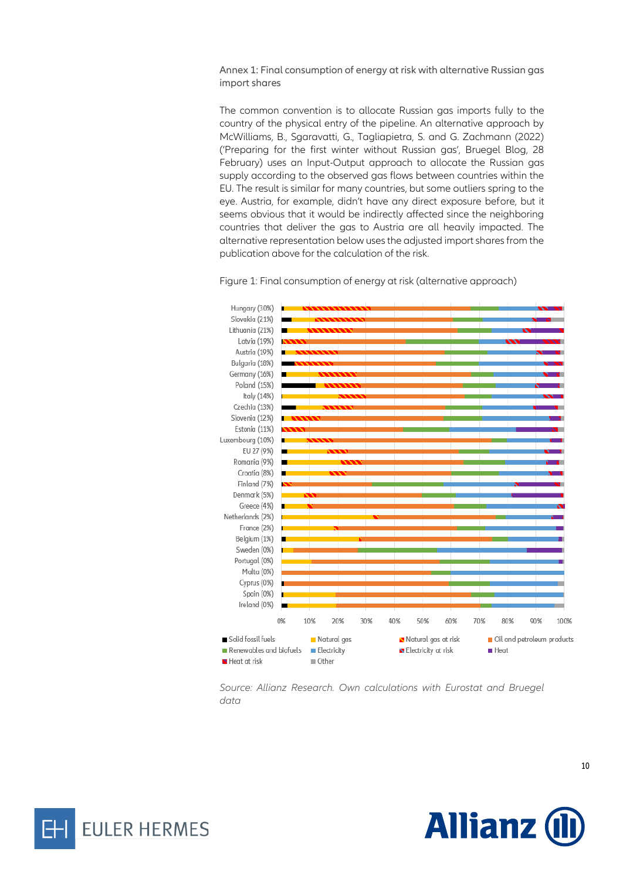Annex 1: Final consumption of energy at risk with alternative Russian gas import shares

The common convention is to allocate Russian gas imports fully to the country of the physical entry of the pipeline. An alternative approach by McWilliams, B., Sgaravatti, G., Tagliapietra, S. and G. Zachmann (2022) ('Preparing for the first winter without Russian gas', Bruegel Blog, 28 February) uses an Input-Output approach to allocate the Russian gas supply according to the observed gas flows between countries within the EU. The result is similar for many countries, but some outliers spring to the eye. Austria, for example, didn't have any direct exposure before, but it seems obvious that it would be indirectly affected since the neighboring countries that deliver the gas to Austria are all heavily impacted. The alternative representation below uses the adjusted import shares from the publication above for the calculation of the risk.

Figure 1: Final consumption of energy at risk (alternative approach)

Hungary (30%), Slovakia (21%), Lithuania (21%), Latvia (19%), Austria (19%), Bulgaria (18%), Germany (16%), Poland (15%), Italy (14%), Czechia (13%), Slovenia (12%), Estonia (11%), Luxembourg (10%), EU 27 (9%), Romania (9%), Croatia (8%), Finland (7%), Denmark (5%), Greece (4%), Netherlands (2%), France (2%), Belgium (1%), Sweden (0%), Portugal (0%), Malta (0%), Cyprus (0%), Spain (0%), Ireland (0%)

0% 10% 20% 30% 40% 50% 60% 70% 80% 90% 100%

Solid fossil fuels, Natural gas, Natural gas at risk, Oil and petroleum products, Renewables and biofuels, Electricity, Electricity at risk, Heat, Heat at risk, Other

*Source: Allianz Research. Own calculations with Eurostat and Bruegel data*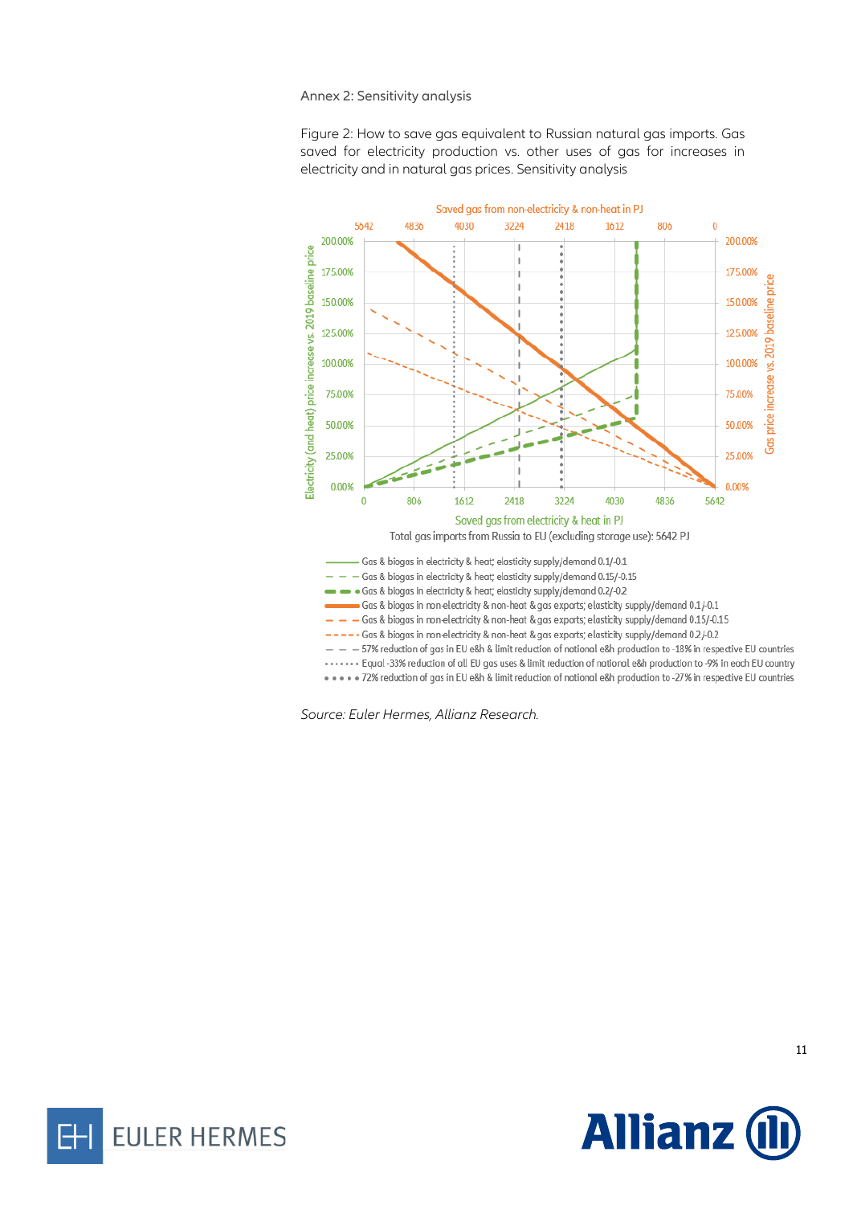Annex 2: Sensitivity analysis

Figure 2: How to save gas equivalent to Russian natural gas imports. Gas saved for electricity production vs. other uses of gas for increases in electricity and in natural gas prices. Sensitivity analysis

Saved gas from non-electricity & non-heat in PJ

Saved gas from electricity & heat in PJ

Total gas imports from Russia to EU (excluding storage use): 5642 PJ

- Gas & biogas in electricity & heat; elasticity supply/demand 0.1/-0.1
- Gas & biogas in electricity & heat; elasticity supply/demand 0.15/-0.15
- Gas & biogas in electricity & heat; elasticity supply/demand 0.2/-0.2
- Gas & biogas in non-electricity & non-heat & gas exports; elasticity supply/demand 0.1/-0.1
- Gas & biogas in non-electricity & non-heat & gas exports; elasticity supply/demand 0.15/-0.15
- Gas & biogas in non-electricity & non-heat & gas exports; elasticity supply/demand 0.2/-0.2
- 57% reduction of gas in EU e&h & limit reduction of national e&h production to -18% in respective EU countries
- Equal -33% reduction of all EU gas uses & limit reduction of national e&h production to -9% in each EU country
- 72% reduction of gas in EU e&h & limit reduction of national e&h production to -27% in respective EU countries

*Source: Euler Hermes, Allianz Research.*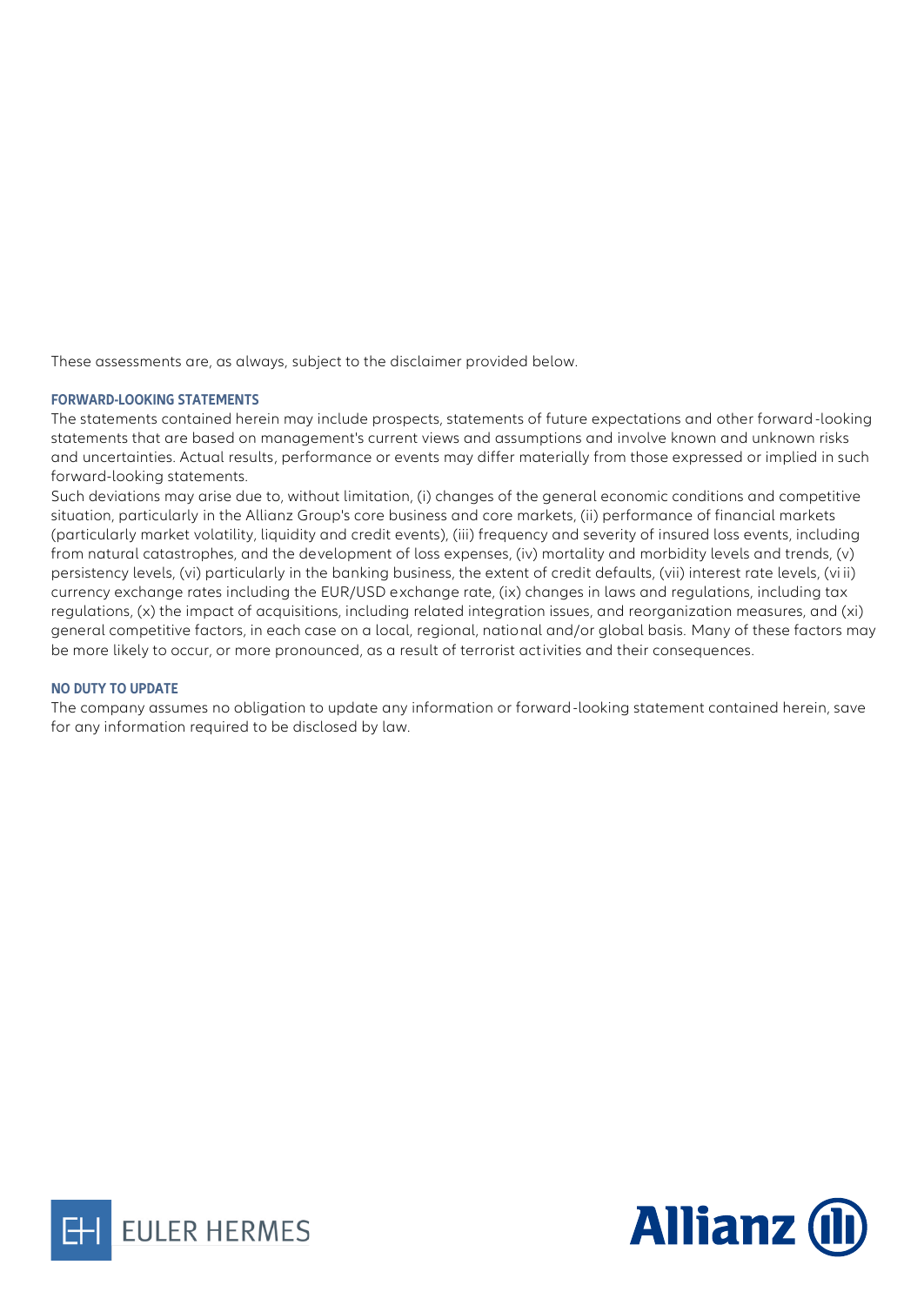These assessments are, as always, subject to the disclaimer provided below.

**FORWARD-LOOKING STATEMENTS**

The statements contained herein may include prospects, statements of future expectations and other forward-looking statements that are based on management's current views and assumptions and involve known and unknown risks and uncertainties. Actual results, performance or events may differ materially from those expressed or implied in such forward-looking statements.

Such deviations may arise due to, without limitation, (i) changes of the general economic conditions and competitive situation, particularly in the Allianz Group's core business and core markets, (ii) performance of financial markets (particularly market volatility, liquidity and credit events), (iii) frequency and severity of insured loss events, including from natural catastrophes, and the development of loss expenses, (iv) mortality and morbidity levels and trends, (v) persistency levels, (vi) particularly in the banking business, the extent of credit defaults, (vii) interest rate levels, (viii) currency exchange rates including the EUR/USD exchange rate, (ix) changes in laws and regulations, including tax regulations, (x) the impact of acquisitions, including related integration issues, and reorganization measures, and (xi) general competitive factors, in each case on a local, regional, national and/or global basis. Many of these factors may be more likely to occur, or more pronounced, as a result of terrorist activities and their consequences.

**NO DUTY TO UPDATE**

The company assumes no obligation to update any information or forward-looking statement contained herein, save for any information required to be disclosed by law.

EULER HERMES

Allianz